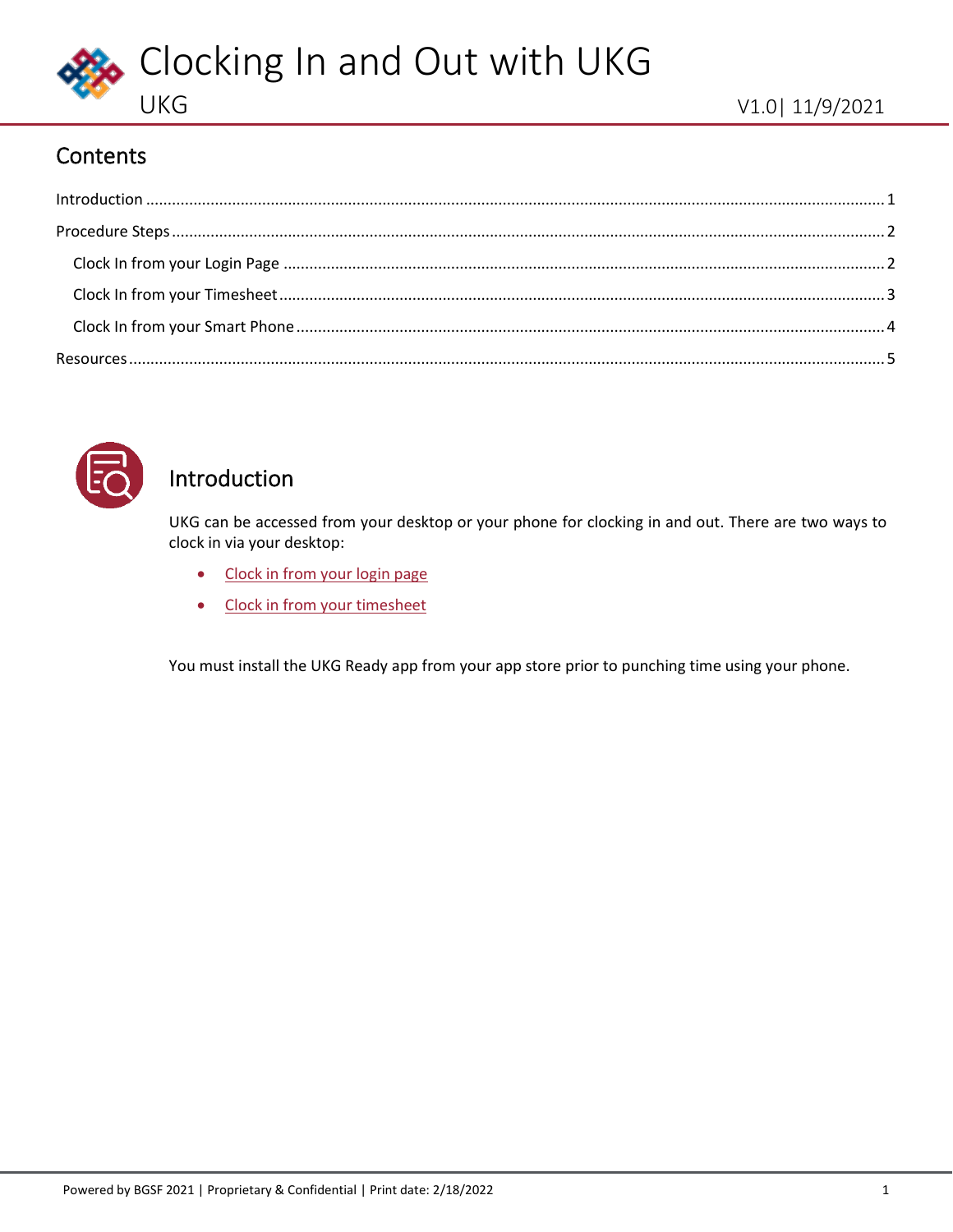# Clocking In and Out with UKG

UKG

V1.0| 11/9/2021

## Contents

Introduction ........................................................................................................................................ 1

Procedure Steps .................................................................................................................................. 2

- Clock In from your Login Page ......................................................................................................... 2
- Clock In from your Timesheet .......................................................................................................... 3
- Clock In from your Smart Phone ...................................................................................................... 4

Resources ............................................................................................................................................ 5

## Introduction

UKG can be accessed from your desktop or your phone for clocking in and out. There are two ways to clock in via your desktop:

- Clock in from your login page
- Clock in from your timesheet

You must install the UKG Ready app from your app store prior to punching time using your phone.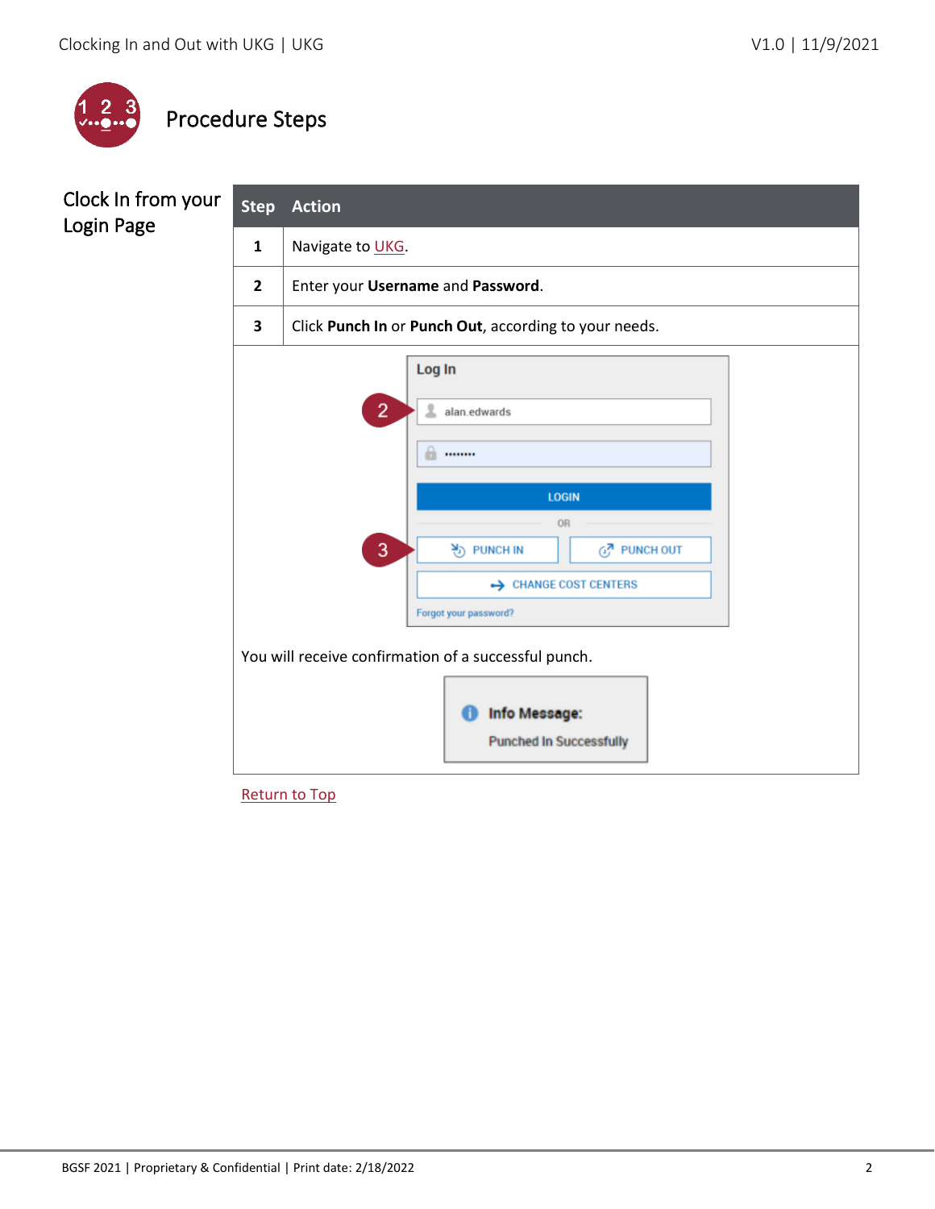## Procedure Steps

### Clock In from your Login Page

| Step | Action |
|---|---|
| 1 | Navigate to UKG. |
| 2 | Enter your **Username** and **Password**. |
| 3 | Click **Punch In** or **Punch Out**, according to your needs. |

You will receive confirmation of a successful punch.

Return to Top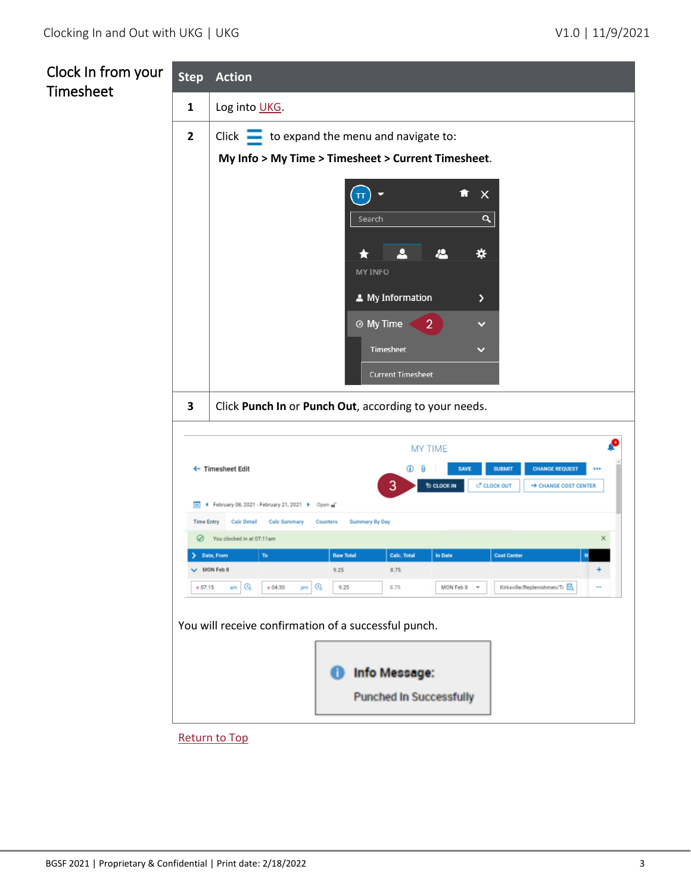## Clock In from your Timesheet

| Step | Action |
| --- | --- |
| 1 | Log into UKG. |
| 2 | Click ☰ to expand the menu and navigate to: **My Info > My Time > Timesheet > Current Timesheet**. |
| 3 | Click **Punch In** or **Punch Out**, according to your needs. |

You will receive confirmation of a successful punch.

Return to Top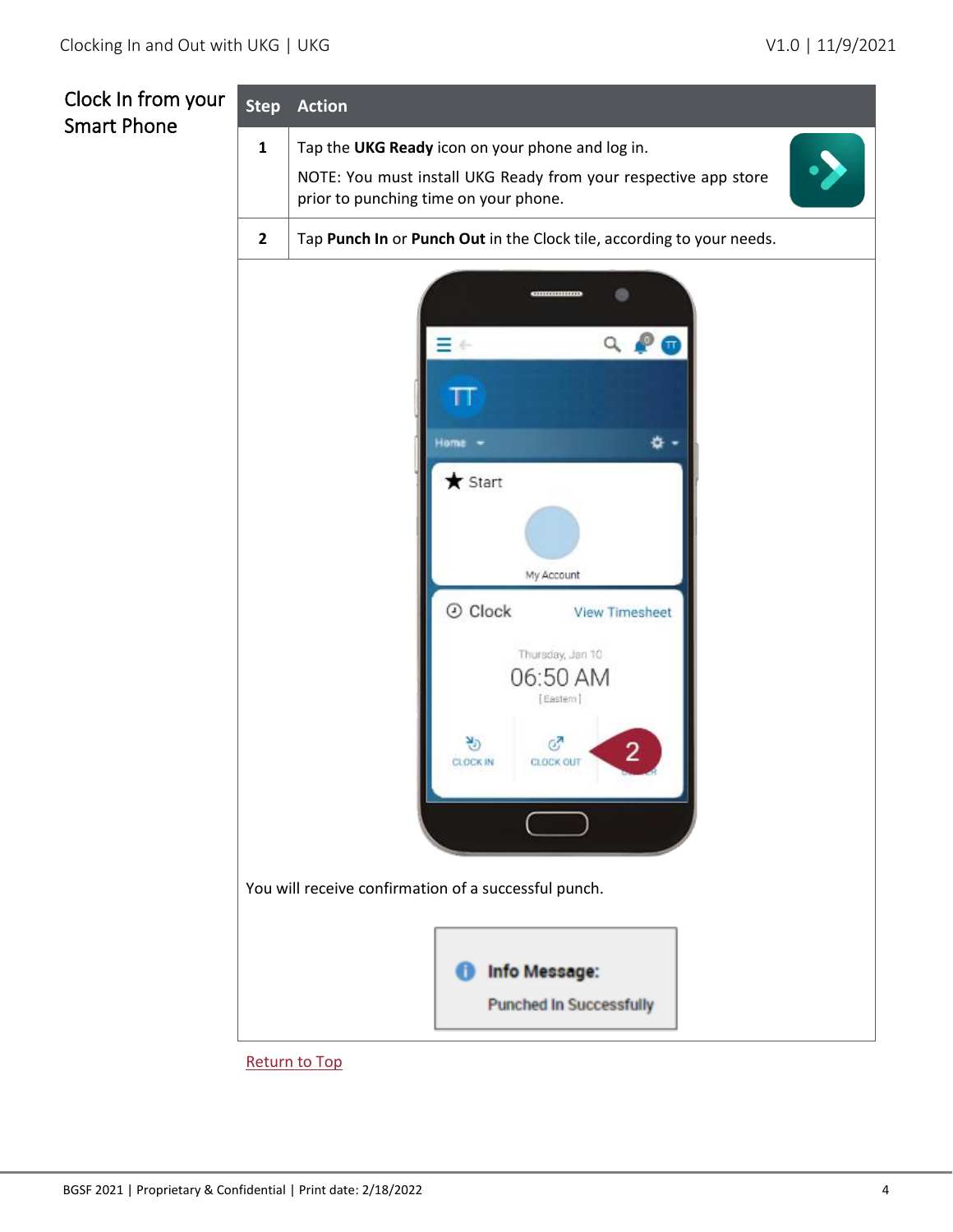## Clock In from your Smart Phone

| Step | Action |
| --- | --- |
| 1 | Tap the **UKG Ready** icon on your phone and log in. NOTE: You must install UKG Ready from your respective app store prior to punching time on your phone. |
| 2 | Tap **Punch In** or **Punch Out** in the Clock tile, according to your needs. |

You will receive confirmation of a successful punch.

Return to Top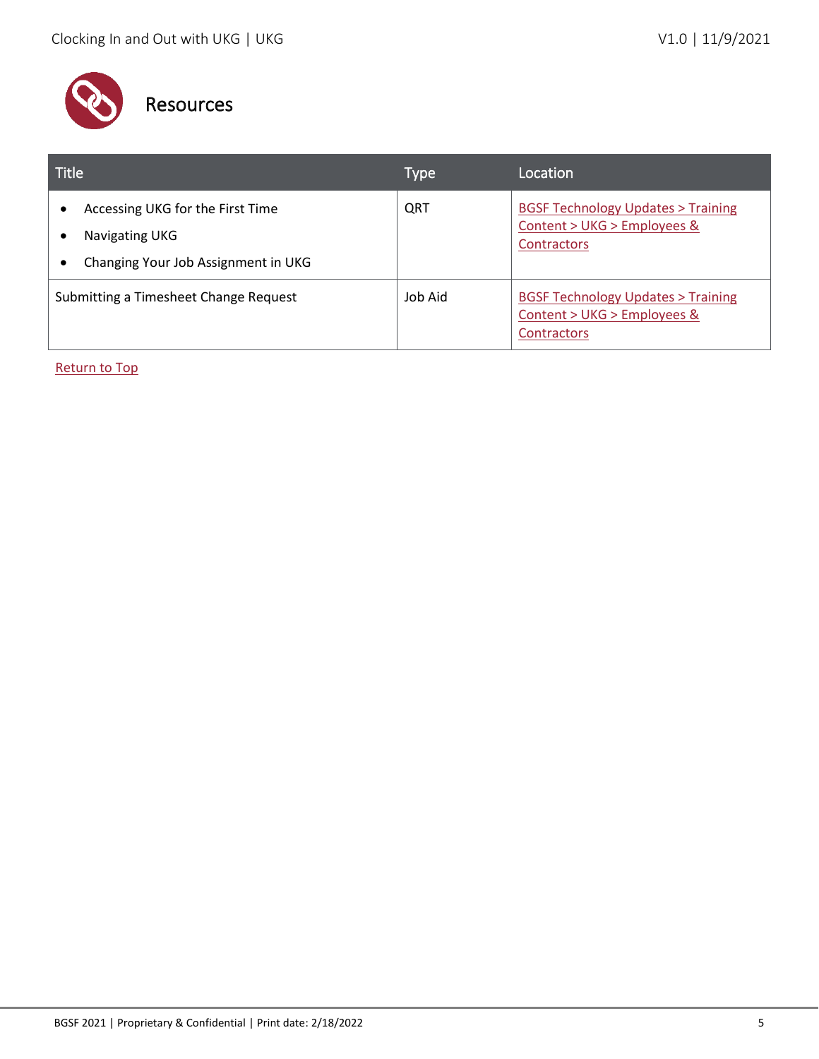## Resources

| Title | Type | Location |
| --- | --- | --- |
| • Accessing UKG for the First Time<br>• Navigating UKG<br>• Changing Your Job Assignment in UKG | QRT | BGSF Technology Updates > Training Content > UKG > Employees & Contractors |
| Submitting a Timesheet Change Request | Job Aid | BGSF Technology Updates > Training Content > UKG > Employees & Contractors |

Return to Top